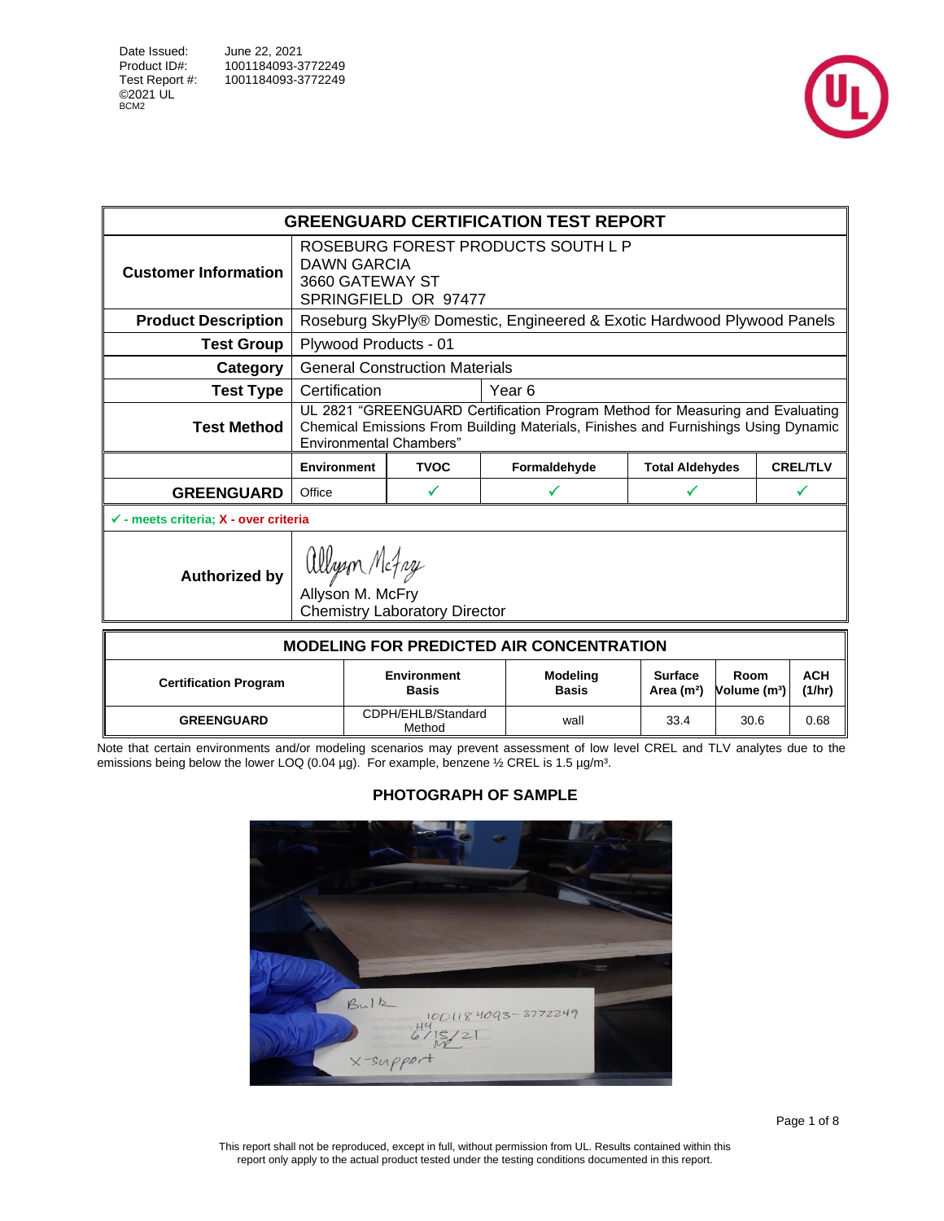Date Issued: June 22, 2021
Product ID#: 1001184093-3772249
Test Report #: 1001184093-3772249
©2021 UL
BCM2

## GREENGUARD CERTIFICATION TEST REPORT

| | | | | | |
|---|---|---|---|---|---|
| **Customer Information** | ROSEBURG FOREST PRODUCTS SOUTH L P<br>DAWN GARCIA<br>3660 GATEWAY ST<br>SPRINGFIELD OR 97477 | | | | |
| **Product Description** | Roseburg SkyPly® Domestic, Engineered & Exotic Hardwood Plywood Panels | | | | |
| **Test Group** | Plywood Products - 01 | | | | |
| **Category** | General Construction Materials | | | | |
| **Test Type** | Certification | Year 6 | | | |
| **Test Method** | UL 2821 "GREENGUARD Certification Program Method for Measuring and Evaluating Chemical Emissions From Building Materials, Finishes and Furnishings Using Dynamic Environmental Chambers" | | | | |
| | **Environment** | **TVOC** | **Formaldehyde** | **Total Aldehydes** | **CREL/TLV** |
| **GREENGUARD** | Office | ✓ | ✓ | ✓ | ✓ |

✓ - meets criteria; X - over criteria

**Authorized by**
Allyson M. McFry
Chemistry Laboratory Director

## MODELING FOR PREDICTED AIR CONCENTRATION

| Certification Program | Environment Basis | Modeling Basis | Surface Area ($m^2$) | Room Volume ($m^3$) | ACH (1/hr) |
|---|---|---|---|---|---|
| GREENGUARD | CDPH/EHLB/Standard Method | wall | 33.4 | 30.6 | 0.68 |

Note that certain environments and/or modeling scenarios may prevent assessment of low level CREL and TLV analytes due to the emissions being below the lower LOQ (0.04 µg). For example, benzene ½ CREL is 1.5 µg/m³.

### PHOTOGRAPH OF SAMPLE

This report shall not be reproduced, except in full, without permission from UL. Results contained within this report only apply to the actual product tested under the testing conditions documented in this report.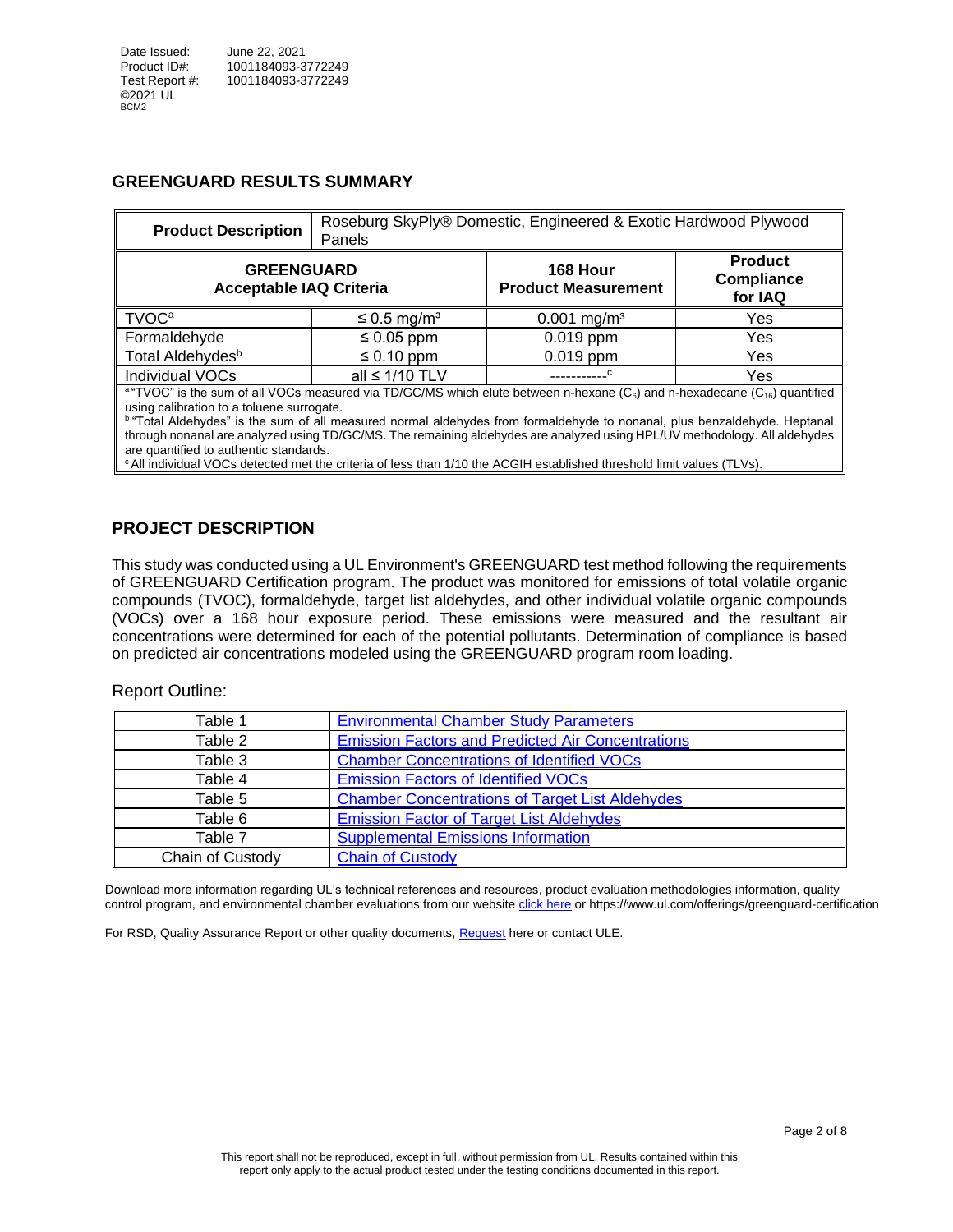Date Issued: June 22, 2021
Product ID#: 1001184093-3772249
Test Report #: 1001184093-3772249
©2021 UL
BCM2

## GREENGUARD RESULTS SUMMARY

| Product Description | Roseburg SkyPly® Domestic, Engineered & Exotic Hardwood Plywood Panels | | |
|---|---|---|---|
| **GREENGUARD Acceptable IAQ Criteria** | | **168 Hour Product Measurement** | **Product Compliance for IAQ** |
| TVOC[a] | ≤ 0.5 mg/m³ | 0.001 mg/m³ | Yes |
| Formaldehyde | ≤ 0.05 ppm | 0.019 ppm | Yes |
| Total Aldehydes[b] | ≤ 0.10 ppm | 0.019 ppm | Yes |
| Individual VOCs | all ≤ 1/10 TLV | -----------[c] | Yes |

[a] "TVOC" is the sum of all VOCs measured via TD/GC/MS which elute between n-hexane ($C_6$) and n-hexadecane ($C_{16}$) quantified using calibration to a toluene surrogate.
[b] "Total Aldehydes" is the sum of all measured normal aldehydes from formaldehyde to nonanal, plus benzaldehyde. Heptanal through nonanal are analyzed using TD/GC/MS. The remaining aldehydes are analyzed using HPL/UV methodology. All aldehydes are quantified to authentic standards.
[c] All individual VOCs detected met the criteria of less than 1/10 the ACGIH established threshold limit values (TLVs).

## PROJECT DESCRIPTION

This study was conducted using a UL Environment's GREENGUARD test method following the requirements of GREENGUARD Certification program. The product was monitored for emissions of total volatile organic compounds (TVOC), formaldehyde, target list aldehydes, and other individual volatile organic compounds (VOCs) over a 168 hour exposure period. These emissions were measured and the resultant air concentrations were determined for each of the potential pollutants. Determination of compliance is based on predicted air concentrations modeled using the GREENGUARD program room loading.

Report Outline:

| | |
|---|---|
| Table 1 | Environmental Chamber Study Parameters |
| Table 2 | Emission Factors and Predicted Air Concentrations |
| Table 3 | Chamber Concentrations of Identified VOCs |
| Table 4 | Emission Factors of Identified VOCs |
| Table 5 | Chamber Concentrations of Target List Aldehydes |
| Table 6 | Emission Factor of Target List Aldehydes |
| Table 7 | Supplemental Emissions Information |
| Chain of Custody | Chain of Custody |

Download more information regarding UL's technical references and resources, product evaluation methodologies information, quality control program, and environmental chamber evaluations from our website click here or https://www.ul.com/offerings/greenguard-certification

For RSD, Quality Assurance Report or other quality documents, Request here or contact ULE.

This report shall not be reproduced, except in full, without permission from UL. Results contained within this report only apply to the actual product tested under the testing conditions documented in this report.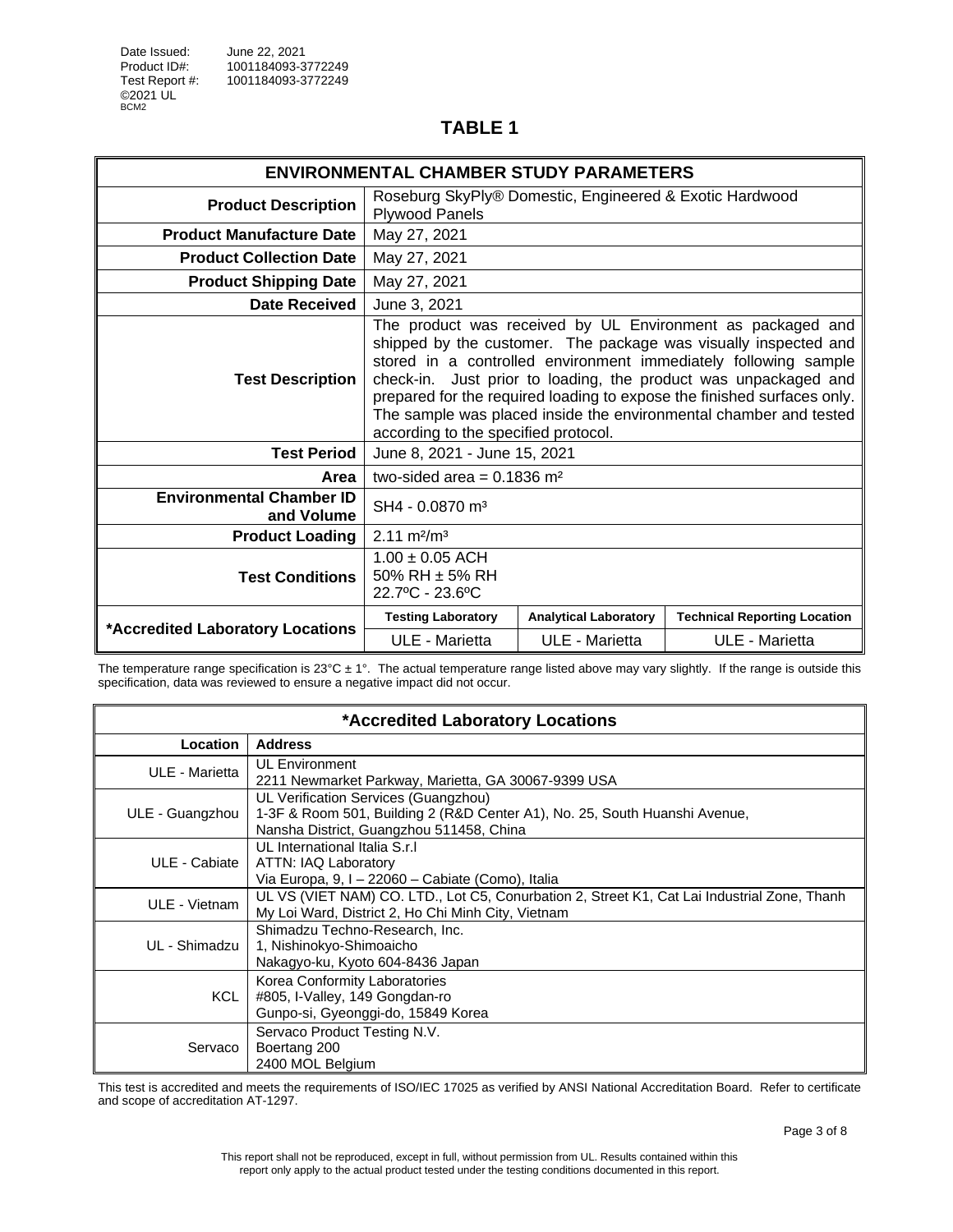Date Issued: June 22, 2021
Product ID#: 1001184093-3772249
Test Report #: 1001184093-3772249
©2021 UL
BCM2

# TABLE 1

| ENVIRONMENTAL CHAMBER STUDY PARAMETERS | | | |
|---|---|---|---|
| **Product Description** | Roseburg SkyPly® Domestic, Engineered & Exotic Hardwood Plywood Panels | | |
| **Product Manufacture Date** | May 27, 2021 | | |
| **Product Collection Date** | May 27, 2021 | | |
| **Product Shipping Date** | May 27, 2021 | | |
| **Date Received** | June 3, 2021 | | |
| **Test Description** | The product was received by UL Environment as packaged and shipped by the customer. The package was visually inspected and stored in a controlled environment immediately following sample check-in. Just prior to loading, the product was unpackaged and prepared for the required loading to expose the finished surfaces only. The sample was placed inside the environmental chamber and tested according to the specified protocol. | | |
| **Test Period** | June 8, 2021 - June 15, 2021 | | |
| **Area** | two-sided area = 0.1836 m² | | |
| **Environmental Chamber ID and Volume** | SH4 - 0.0870 m³ | | |
| **Product Loading** | 2.11 m²/m³ | | |
| **Test Conditions** | 1.00 ± 0.05 ACH<br>50% RH ± 5% RH<br>22.7ºC - 23.6ºC | | |
| **\*Accredited Laboratory Locations** | **Testing Laboratory** | **Analytical Laboratory** | **Technical Reporting Location** |
| | ULE - Marietta | ULE - Marietta | ULE - Marietta |

The temperature range specification is 23°C ± 1°. The actual temperature range listed above may vary slightly. If the range is outside this specification, data was reviewed to ensure a negative impact did not occur.

| *Accredited Laboratory Locations | |
|---|---|
| **Location** | **Address** |
| ULE - Marietta | UL Environment<br>2211 Newmarket Parkway, Marietta, GA 30067-9399 USA |
| ULE - Guangzhou | UL Verification Services (Guangzhou)<br>1-3F & Room 501, Building 2 (R&D Center A1), No. 25, South Huanshi Avenue, Nansha District, Guangzhou 511458, China |
| ULE - Cabiate | UL International Italia S.r.l<br>ATTN: IAQ Laboratory<br>Via Europa, 9, I – 22060 – Cabiate (Como), Italia |
| ULE - Vietnam | UL VS (VIET NAM) CO. LTD., Lot C5, Conurbation 2, Street K1, Cat Lai Industrial Zone, Thanh My Loi Ward, District 2, Ho Chi Minh City, Vietnam |
| UL - Shimadzu | Shimadzu Techno-Research, Inc.<br>1, Nishinokyo-Shimoaicho<br>Nakagyo-ku, Kyoto 604-8436 Japan |
| KCL | Korea Conformity Laboratories<br>#805, I-Valley, 149 Gongdan-ro<br>Gunpo-si, Gyeonggi-do, 15849 Korea |
| Servaco | Servaco Product Testing N.V.<br>Boertang 200<br>2400 MOL Belgium |

This test is accredited and meets the requirements of ISO/IEC 17025 as verified by ANSI National Accreditation Board. Refer to certificate and scope of accreditation AT-1297.

This report shall not be reproduced, except in full, without permission from UL. Results contained within this report only apply to the actual product tested under the testing conditions documented in this report.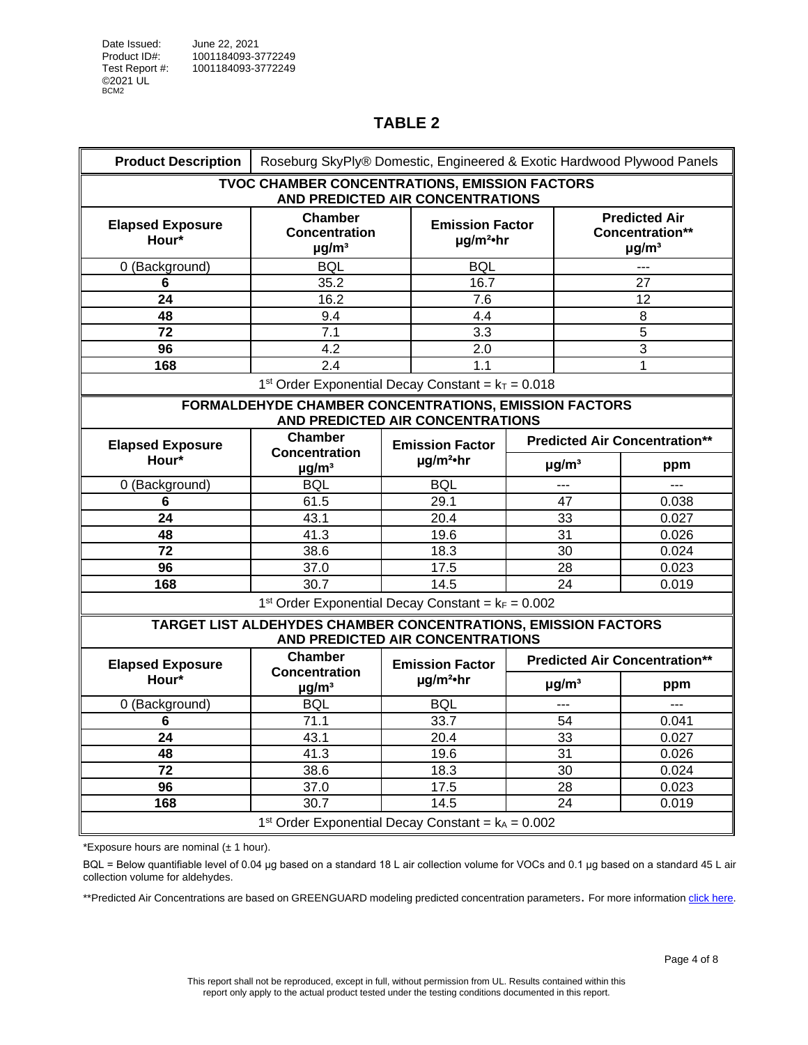Date Issued: June 22, 2021
Product ID#: 1001184093-3772249
Test Report #: 1001184093-3772249
©2021 UL
BCM2

## TABLE 2

| **Product Description** | Roseburg SkyPly® Domestic, Engineered & Exotic Hardwood Plywood Panels | | |
|---|---|---|---|
| **TVOC CHAMBER CONCENTRATIONS, EMISSION FACTORS AND PREDICTED AIR CONCENTRATIONS** | | | |
| **Elapsed Exposure Hour*** | **Chamber Concentration µg/m³** | **Emission Factor µg/m²•hr** | **Predicted Air Concentration** µg/m³** |
| 0 (Background) | BQL | BQL | --- |
| **6** | 35.2 | 16.7 | 27 |
| **24** | 16.2 | 7.6 | 12 |
| **48** | 9.4 | 4.4 | 8 |
| **72** | 7.1 | 3.3 | 5 |
| **96** | 4.2 | 2.0 | 3 |
| **168** | 2.4 | 1.1 | 1 |
| 1st Order Exponential Decay Constant = $k_T$ = 0.018 | | | |

| **FORMALDEHYDE CHAMBER CONCENTRATIONS, EMISSION FACTORS AND PREDICTED AIR CONCENTRATIONS** | | | | |
|---|---|---|---|---|
| **Elapsed Exposure Hour*** | **Chamber Concentration µg/m³** | **Emission Factor µg/m²•hr** | **Predicted Air Concentration**** | |
| | | | **µg/m³** | **ppm** |
| 0 (Background) | BQL | BQL | --- | --- |
| **6** | 61.5 | 29.1 | 47 | 0.038 |
| **24** | 43.1 | 20.4 | 33 | 0.027 |
| **48** | 41.3 | 19.6 | 31 | 0.026 |
| **72** | 38.6 | 18.3 | 30 | 0.024 |
| **96** | 37.0 | 17.5 | 28 | 0.023 |
| **168** | 30.7 | 14.5 | 24 | 0.019 |
| 1st Order Exponential Decay Constant = $k_F$ = 0.002 | | | | |

| **TARGET LIST ALDEHYDES CHAMBER CONCENTRATIONS, EMISSION FACTORS AND PREDICTED AIR CONCENTRATIONS** | | | | |
|---|---|---|---|---|
| **Elapsed Exposure Hour*** | **Chamber Concentration µg/m³** | **Emission Factor µg/m²•hr** | **Predicted Air Concentration**** | |
| | | | **µg/m³** | **ppm** |
| 0 (Background) | BQL | BQL | --- | --- |
| **6** | 71.1 | 33.7 | 54 | 0.041 |
| **24** | 43.1 | 20.4 | 33 | 0.027 |
| **48** | 41.3 | 19.6 | 31 | 0.026 |
| **72** | 38.6 | 18.3 | 30 | 0.024 |
| **96** | 37.0 | 17.5 | 28 | 0.023 |
| **168** | 30.7 | 14.5 | 24 | 0.019 |
| 1st Order Exponential Decay Constant = $k_A$ = 0.002 | | | | |

*Exposure hours are nominal (± 1 hour).

BQL = Below quantifiable level of 0.04 µg based on a standard 18 L air collection volume for VOCs and 0.1 µg based on a standard 45 L air collection volume for aldehydes.

**Predicted Air Concentrations are based on GREENGUARD modeling predicted concentration parameters. For more information click here.

This report shall not be reproduced, except in full, without permission from UL. Results contained within this report only apply to the actual product tested under the testing conditions documented in this report.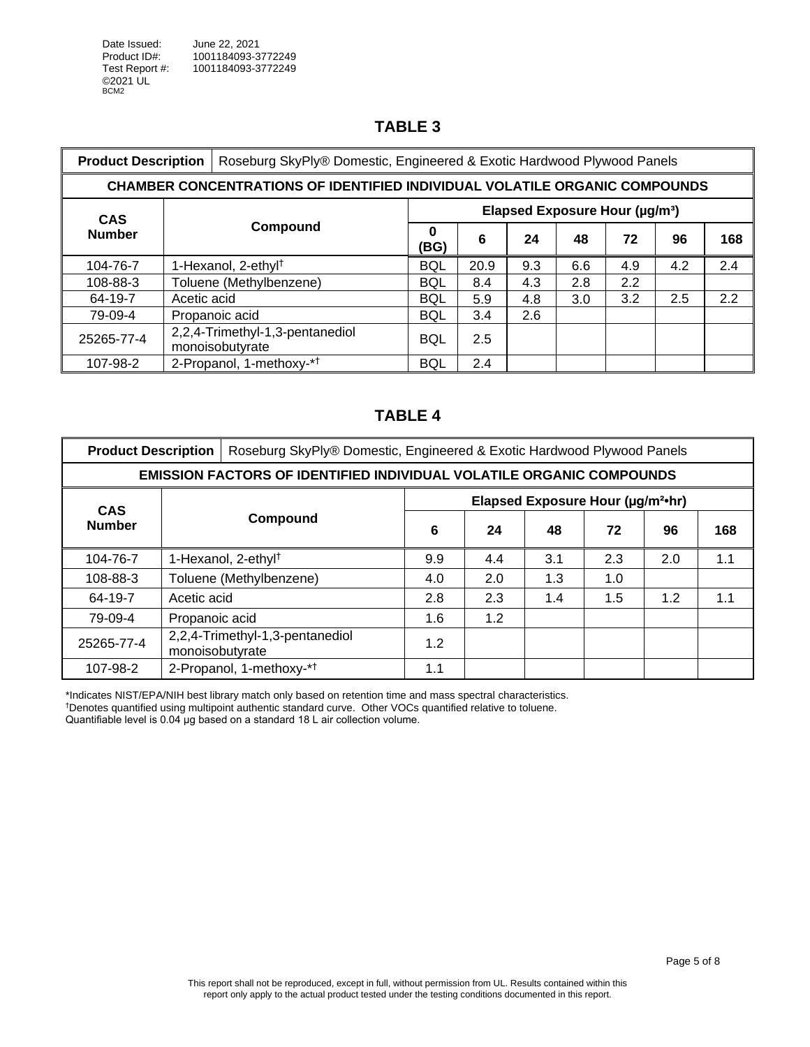Date Issued: June 22, 2021
Product ID#: 1001184093-3772249
Test Report #: 1001184093-3772249
©2021 UL
BCM2

## TABLE 3

| **Product Description** | Roseburg SkyPly® Domestic, Engineered & Exotic Hardwood Plywood Panels | | | | | | | |
|---|---|---|---|---|---|---|---|---|
| **CHAMBER CONCENTRATIONS OF IDENTIFIED INDIVIDUAL VOLATILE ORGANIC COMPOUNDS** | | | | | | | | |
| **CAS Number** | **Compound** | **Elapsed Exposure Hour (μg/m³)** | | | | | | |
| | | **0 (BG)** | **6** | **24** | **48** | **72** | **96** | **168** |
| 104-76-7 | 1-Hexanol, 2-ethyl[†] | BQL | 20.9 | 9.3 | 6.6 | 4.9 | 4.2 | 2.4 |
| 108-88-3 | Toluene (Methylbenzene) | BQL | 8.4 | 4.3 | 2.8 | 2.2 | | |
| 64-19-7 | Acetic acid | BQL | 5.9 | 4.8 | 3.0 | 3.2 | 2.5 | 2.2 |
| 79-09-4 | Propanoic acid | BQL | 3.4 | 2.6 | | | | |
| 25265-77-4 | 2,2,4-Trimethyl-1,3-pentanediol monoisobutyrate | BQL | 2.5 | | | | | |
| 107-98-2 | 2-Propanol, 1-methoxy-*[†] | BQL | 2.4 | | | | | |

## TABLE 4

| **Product Description** | Roseburg SkyPly® Domestic, Engineered & Exotic Hardwood Plywood Panels | | | | | | |
|---|---|---|---|---|---|---|---|
| **EMISSION FACTORS OF IDENTIFIED INDIVIDUAL VOLATILE ORGANIC COMPOUNDS** | | | | | | | |
| **CAS Number** | **Compound** | **Elapsed Exposure Hour (μg/m²•hr)** | | | | | |
| | | **6** | **24** | **48** | **72** | **96** | **168** |
| 104-76-7 | 1-Hexanol, 2-ethyl[†] | 9.9 | 4.4 | 3.1 | 2.3 | 2.0 | 1.1 |
| 108-88-3 | Toluene (Methylbenzene) | 4.0 | 2.0 | 1.3 | 1.0 | | |
| 64-19-7 | Acetic acid | 2.8 | 2.3 | 1.4 | 1.5 | 1.2 | 1.1 |
| 79-09-4 | Propanoic acid | 1.6 | 1.2 | | | | |
| 25265-77-4 | 2,2,4-Trimethyl-1,3-pentanediol monoisobutyrate | 1.2 | | | | | |
| 107-98-2 | 2-Propanol, 1-methoxy-*[†] | 1.1 | | | | | |

*Indicates NIST/EPA/NIH best library match only based on retention time and mass spectral characteristics.
[†]Denotes quantified using multipoint authentic standard curve. Other VOCs quantified relative to toluene.
Quantifiable level is 0.04 μg based on a standard 18 L air collection volume.

This report shall not be reproduced, except in full, without permission from UL. Results contained within this report only apply to the actual product tested under the testing conditions documented in this report.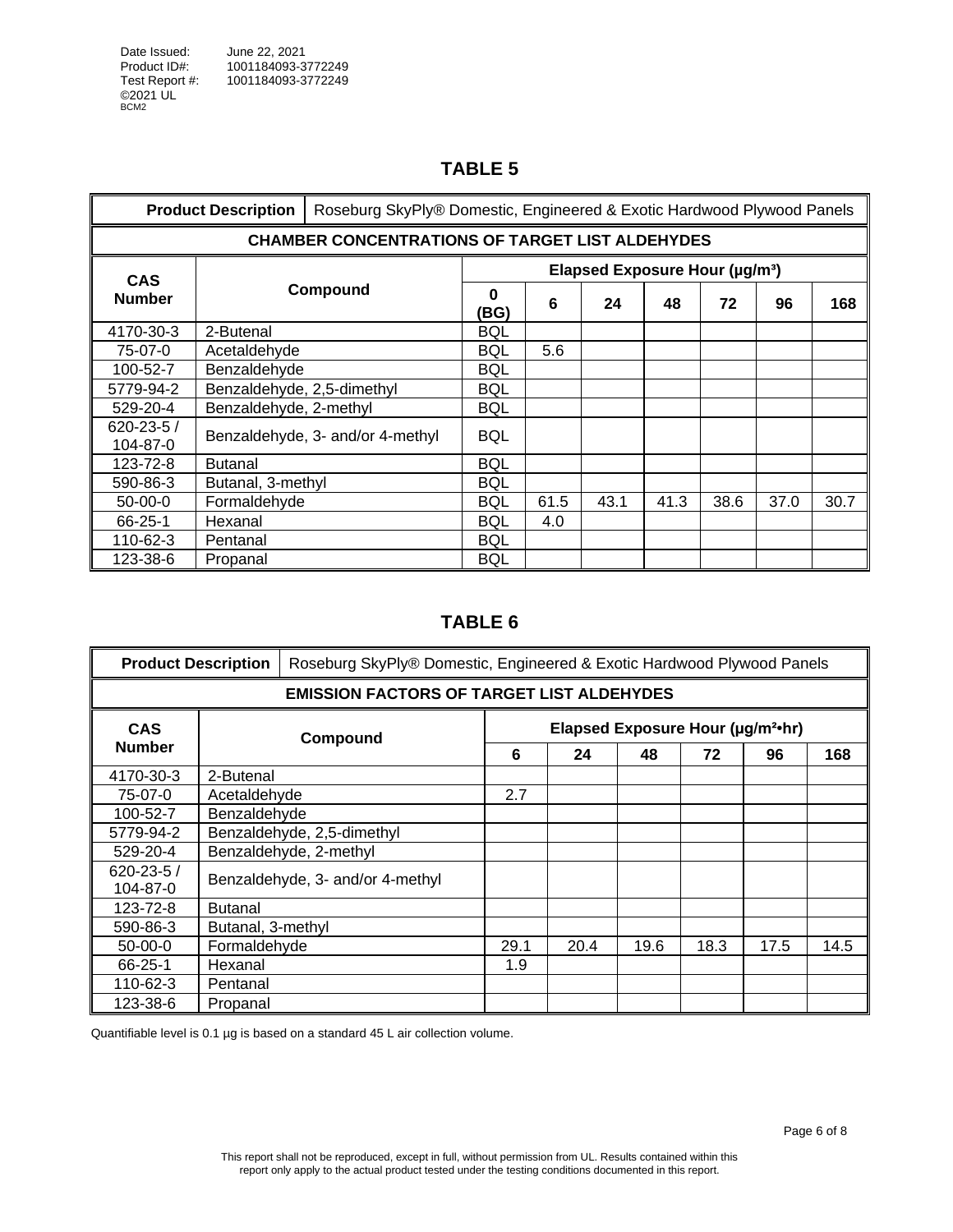Date Issued: June 22, 2021
Product ID#: 1001184093-3772249
Test Report #: 1001184093-3772249
©2021 UL
BCM2

## TABLE 5

| Product Description | Roseburg SkyPly® Domestic, Engineered & Exotic Hardwood Plywood Panels | | | | | | | |
|---|---|---|---|---|---|---|---|---|
| **CHAMBER CONCENTRATIONS OF TARGET LIST ALDEHYDES** | | | | | | | | |
| **CAS Number** | **Compound** | **Elapsed Exposure Hour (µg/m³)** | | | | | | |
| | | **0 (BG)** | **6** | **24** | **48** | **72** | **96** | **168** |
| 4170-30-3 | 2-Butenal | BQL | | | | | | |
| 75-07-0 | Acetaldehyde | BQL | 5.6 | | | | | |
| 100-52-7 | Benzaldehyde | BQL | | | | | | |
| 5779-94-2 | Benzaldehyde, 2,5-dimethyl | BQL | | | | | | |
| 529-20-4 | Benzaldehyde, 2-methyl | BQL | | | | | | |
| 620-23-5 / 104-87-0 | Benzaldehyde, 3- and/or 4-methyl | BQL | | | | | | |
| 123-72-8 | Butanal | BQL | | | | | | |
| 590-86-3 | Butanal, 3-methyl | BQL | | | | | | |
| 50-00-0 | Formaldehyde | BQL | 61.5 | 43.1 | 41.3 | 38.6 | 37.0 | 30.7 |
| 66-25-1 | Hexanal | BQL | 4.0 | | | | | |
| 110-62-3 | Pentanal | BQL | | | | | | |
| 123-38-6 | Propanal | BQL | | | | | | |

## TABLE 6

| Product Description | Roseburg SkyPly® Domestic, Engineered & Exotic Hardwood Plywood Panels | | | | | | |
|---|---|---|---|---|---|---|---|
| **EMISSION FACTORS OF TARGET LIST ALDEHYDES** | | | | | | | |
| **CAS Number** | **Compound** | **Elapsed Exposure Hour (µg/m²•hr)** | | | | | |
| | | **6** | **24** | **48** | **72** | **96** | **168** |
| 4170-30-3 | 2-Butenal | | | | | | |
| 75-07-0 | Acetaldehyde | 2.7 | | | | | |
| 100-52-7 | Benzaldehyde | | | | | | |
| 5779-94-2 | Benzaldehyde, 2,5-dimethyl | | | | | | |
| 529-20-4 | Benzaldehyde, 2-methyl | | | | | | |
| 620-23-5 / 104-87-0 | Benzaldehyde, 3- and/or 4-methyl | | | | | | |
| 123-72-8 | Butanal | | | | | | |
| 590-86-3 | Butanal, 3-methyl | | | | | | |
| 50-00-0 | Formaldehyde | 29.1 | 20.4 | 19.6 | 18.3 | 17.5 | 14.5 |
| 66-25-1 | Hexanal | 1.9 | | | | | |
| 110-62-3 | Pentanal | | | | | | |
| 123-38-6 | Propanal | | | | | | |

Quantifiable level is 0.1 µg is based on a standard 45 L air collection volume.

This report shall not be reproduced, except in full, without permission from UL. Results contained within this report only apply to the actual product tested under the testing conditions documented in this report.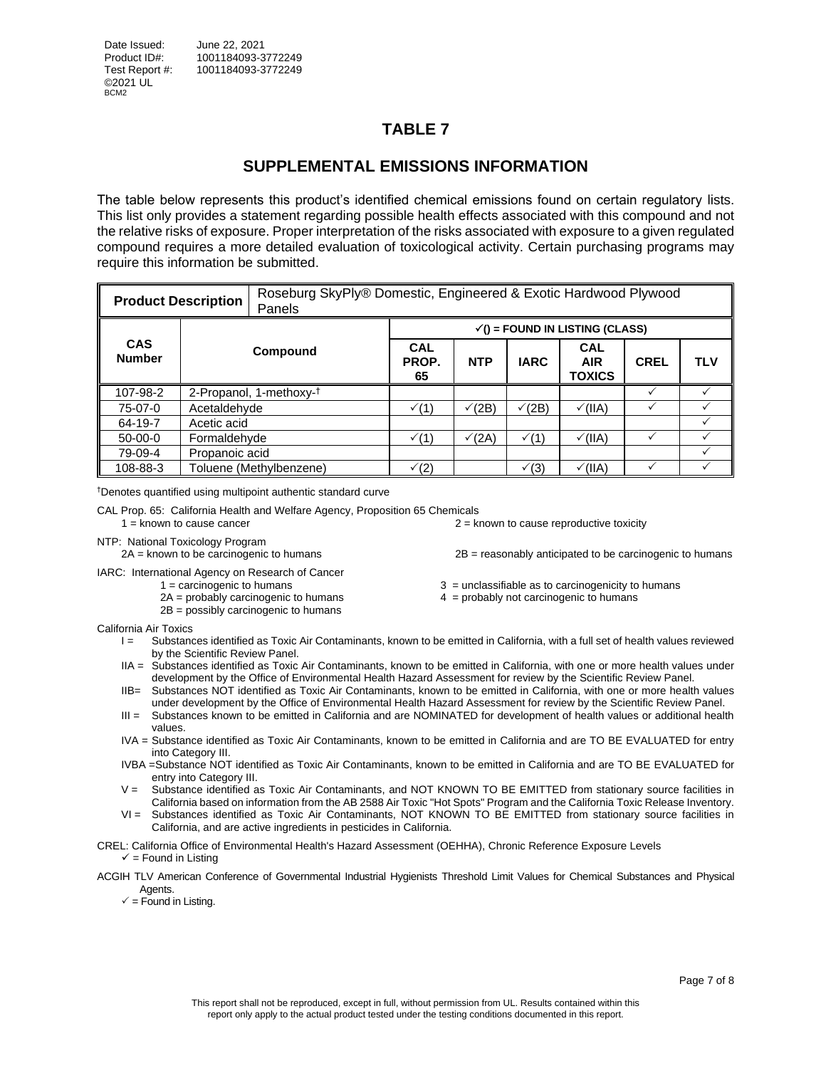Date Issued: June 22, 2021
Product ID#: 1001184093-3772249
Test Report #: 1001184093-3772249
©2021 UL
BCM2

# TABLE 7

## SUPPLEMENTAL EMISSIONS INFORMATION

The table below represents this product's identified chemical emissions found on certain regulatory lists. This list only provides a statement regarding possible health effects associated with this compound and not the relative risks of exposure. Proper interpretation of the risks associated with exposure to a given regulated compound requires a more detailed evaluation of toxicological activity. Certain purchasing programs may require this information be submitted.

| **Product Description** | Roseburg SkyPly® Domestic, Engineered & Exotic Hardwood Plywood Panels | | | | | | |
|---|---|---|---|---|---|---|---|
| | | **✓() = FOUND IN LISTING (CLASS)** | | | | | |
| **CAS Number** | **Compound** | **CAL PROP. 65** | **NTP** | **IARC** | **CAL AIR TOXICS** | **CREL** | **TLV** |
| 107-98-2 | 2-Propanol, 1-methoxy-† | | | | | ✓ | ✓ |
| 75-07-0 | Acetaldehyde | ✓(1) | ✓(2B) | ✓(2B) | ✓(IIA) | ✓ | ✓ |
| 64-19-7 | Acetic acid | | | | | | ✓ |
| 50-00-0 | Formaldehyde | ✓(1) | ✓(2A) | ✓(1) | ✓(IIA) | ✓ | ✓ |
| 79-09-4 | Propanoic acid | | | | | | ✓ |
| 108-88-3 | Toluene (Methylbenzene) | ✓(2) | | ✓(3) | ✓(IIA) | ✓ | ✓ |

†Denotes quantified using multipoint authentic standard curve

CAL Prop. 65: California Health and Welfare Agency, Proposition 65 Chemicals
- 1 = known to cause cancer
- 2 = known to cause reproductive toxicity

NTP: National Toxicology Program
- 2A = known to be carcinogenic to humans
- 2B = reasonably anticipated to be carcinogenic to humans

IARC: International Agency on Research of Cancer
- 1 = carcinogenic to humans
- 2A = probably carcinogenic to humans
- 2B = possibly carcinogenic to humans
- 3 = unclassifiable as to carcinogenicity to humans
- 4 = probably not carcinogenic to humans

California Air Toxics
- I = Substances identified as Toxic Air Contaminants, known to be emitted in California, with a full set of health values reviewed by the Scientific Review Panel.
- IIA = Substances identified as Toxic Air Contaminants, known to be emitted in California, with one or more health values under development by the Office of Environmental Health Hazard Assessment for review by the Scientific Review Panel.
- IIB= Substances NOT identified as Toxic Air Contaminants, known to be emitted in California, with one or more health values under development by the Office of Environmental Health Hazard Assessment for review by the Scientific Review Panel.
- III = Substances known to be emitted in California and are NOMINATED for development of health values or additional health values.
- IVA = Substance identified as Toxic Air Contaminants, known to be emitted in California and are TO BE EVALUATED for entry into Category III.
- IVBA =Substance NOT identified as Toxic Air Contaminants, known to be emitted in California and are TO BE EVALUATED for entry into Category III.
- V = Substance identified as Toxic Air Contaminants, and NOT KNOWN TO BE EMITTED from stationary source facilities in California based on information from the AB 2588 Air Toxic "Hot Spots" Program and the California Toxic Release Inventory.
- VI = Substances identified as Toxic Air Contaminants, NOT KNOWN TO BE EMITTED from stationary source facilities in California, and are active ingredients in pesticides in California.

CREL: California Office of Environmental Health's Hazard Assessment (OEHHA), Chronic Reference Exposure Levels
- ✓ = Found in Listing

ACGIH TLV American Conference of Governmental Industrial Hygienists Threshold Limit Values for Chemical Substances and Physical Agents.
- ✓ = Found in Listing.

This report shall not be reproduced, except in full, without permission from UL. Results contained within this report only apply to the actual product tested under the testing conditions documented in this report.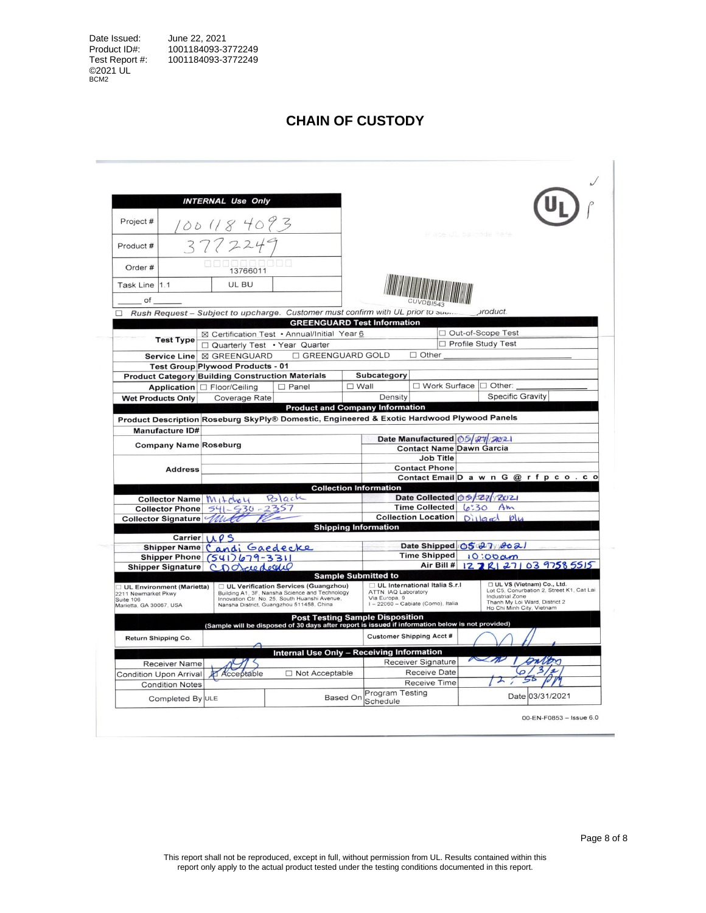Date Issued: June 22, 2021
Product ID#: 1001184093-3772249
Test Report #: 1001184093-3772249
©2021 UL
BCM2

# CHAIN OF CUSTODY

**INTERNAL Use Only**

| | |
|---|---|
| Project # | 1001184093 |
| Product # | 3772249 |
| Order # | 13766011 |
| Task Line | 1.1 UL BU |
| _____ of _____ | |

CUVDBI543

☐ *Rush Request – Subject to upcharge. Customer must confirm with UL prior to sub... product.*

**GREENGUARD Test Information**

| | | | |
|---|---|---|---|
| **Test Type** | ☒ Certification Test • Annual/Initial Year 6 | | ☐ Out-of-Scope Test |
| | ☐ Quarterly Test • Year Quarter | | ☐ Profile Study Test |
| **Service Line** | ☒ GREENGUARD | ☐ GREENGUARD GOLD | ☐ Other |
| **Test Group** | Plywood Products - 01 | | |
| **Product Category** | Building Construction Materials | Subcategory | |
| **Application** | ☐ Floor/Ceiling ☐ Panel | ☐ Wall | ☐ Work Surface ☐ Other: |
| **Wet Products Only** | Coverage Rate | Density | Specific Gravity |

**Product and Company Information**

| | | | |
|---|---|---|---|
| **Product Description** | Roseburg SkyPly® Domestic, Engineered & Exotic Hardwood Plywood Panels | | |
| **Manufacture ID#** | | | |
| **Company Name** | Roseburg | **Date Manufactured** | 05/27/2021 |
| | | **Contact Name** | Dawn Garcia |
| **Address** | | **Job Title** | |
| | | **Contact Phone** | |
| | | **Contact Email** | DawnG@rfpco.co |

**Collection Information**

| | | | |
|---|---|---|---|
| **Collector Name** | Mitchell Black | **Date Collected** | 05/27/2021 |
| **Collector Phone** | 541-530-2357 | **Time Collected** | 6:30 Am |
| **Collector Signature** | (signature) | **Collection Location** | Dillard Ply |

**Shipping Information**

| | | | |
|---|---|---|---|
| **Carrier** | UPS | | |
| **Shipper Name** | Candi Gaedecke | **Date Shipped** | 05 27 2021 |
| **Shipper Phone** | (541)679-3311 | **Time Shipped** | 10:00am |
| **Shipper Signature** | (signature) | **Air Bill #** | 12 R1 27 03 9758 5515 |

**Sample Submitted to**

| | | | |
|---|---|---|---|
| ☐ **UL Environment (Marietta)** 2211 Newmarket Pkwy Suite 106 Marietta, GA 30067, USA | ☐ **UL Verification Services (Guangzhou)** Building A1, 3F, Nansha Science and Technology Innovation Ctr. No. 25, South Huanshi Avenue, Nansha District, Guangzhou 511458, China | ☐ **UL International Italia S.r.l** ATTN IAQ Laboratory Via Europa, 9 I – 22060 – Cabiate (Como), Italia | ☐ **UL VS (Vietnam) Co., Ltd.** Lot C5, Conurbation 2, Street K1, Cat Lai Industrial Zone Thanh My Loi Ward, District 2 Ho Chi Minh City, Vietnam |

**Post Testing Sample Disposition**
(Sample will be disposed of 30 days after report is issued if information below is not provided)

| | | | |
|---|---|---|---|
| Return Shipping Co. | | Customer Shipping Acct # | |

**Internal Use Only – Receiving Information**

| | | | |
|---|---|---|---|
| Receiver Name | (initials) | Receiver Signature | (signature) |
| Condition Upon Arrival | ☒ Acceptable ☐ Not Acceptable | Receive Date | 6/3/21 |
| Condition Notes | | Receive Time | 12:58 PM |
| Completed By | ULE Based On | Program Testing Schedule | Date 03/31/2021 |

00-EN-F0853 – Issue 6.0

This report shall not be reproduced, except in full, without permission from UL. Results contained within this report only apply to the actual product tested under the testing conditions documented in this report.